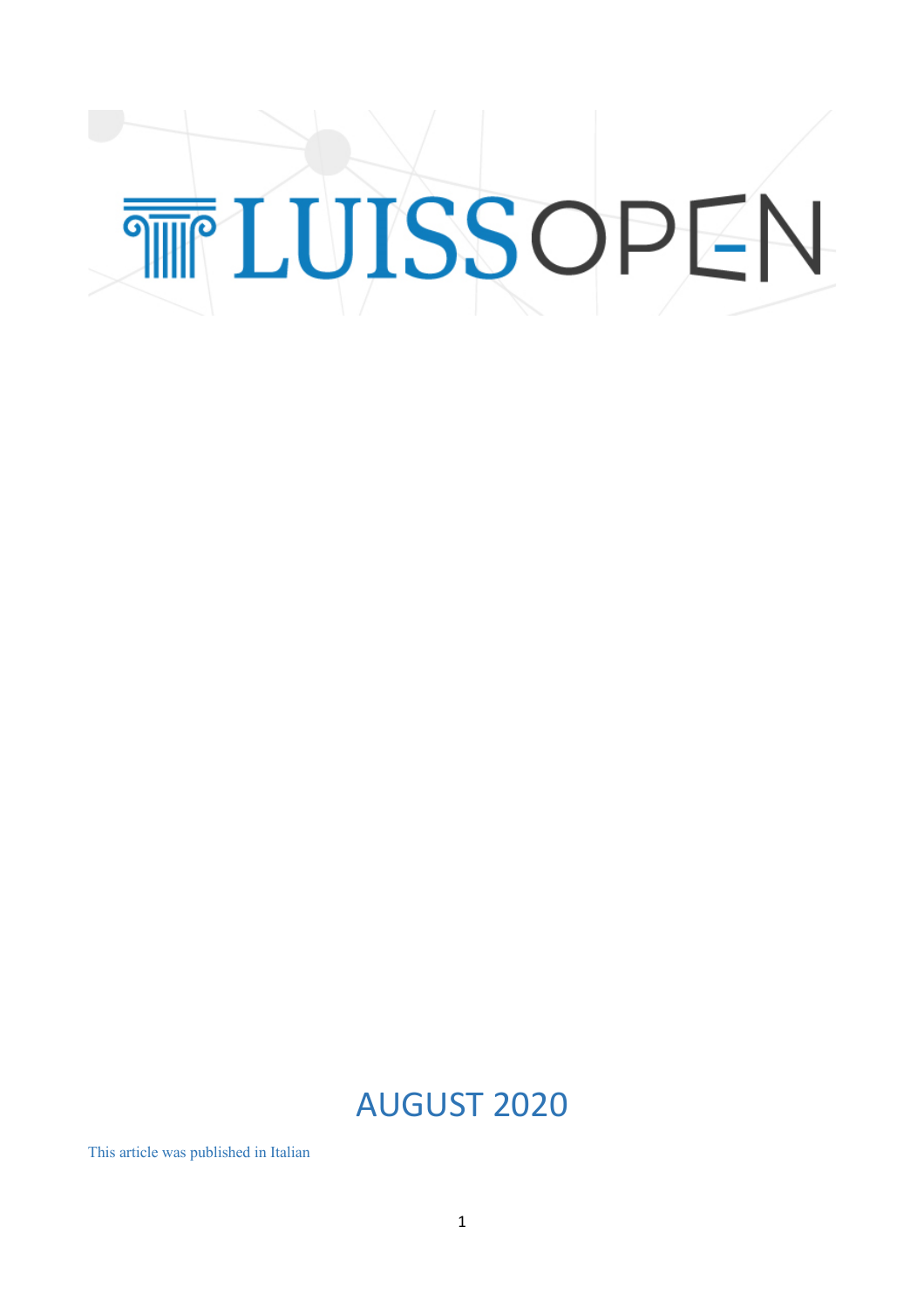LUISSOPEN

AUGUST 2020

This article was published in Italian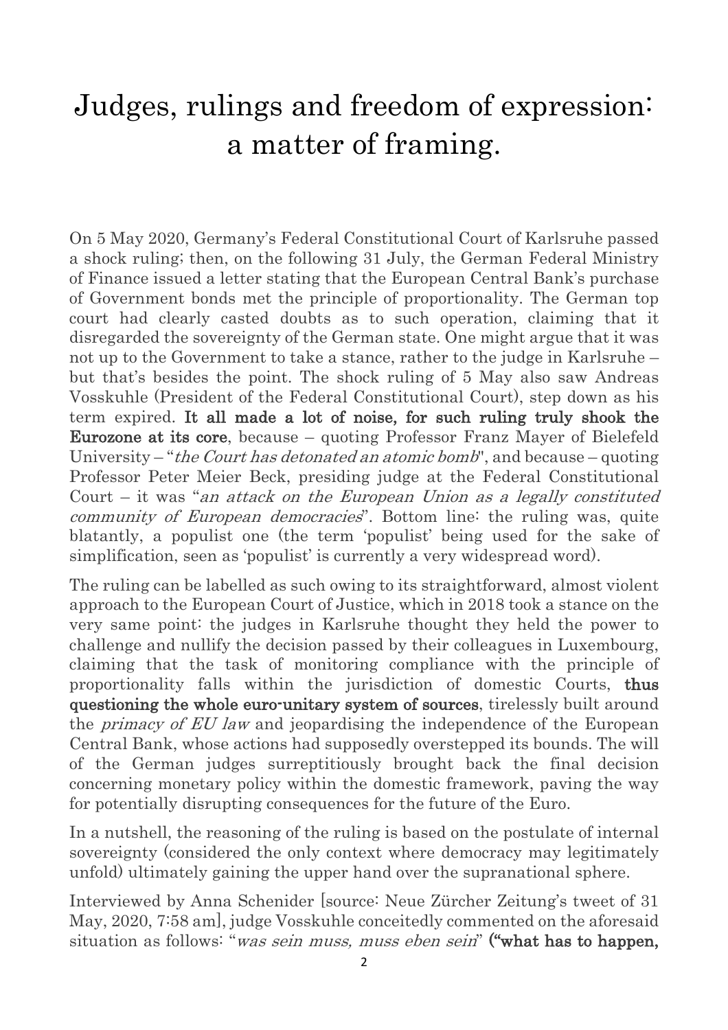# Judges, rulings and freedom of expression: a matter of framing.

On 5 May 2020, Germany's Federal Constitutional Court of Karlsruhe passed a shock ruling; then, on the following 31 July, the German Federal Ministry of Finance issued a letter stating that the European Central Bank's purchase of Government bonds met the principle of proportionality. The German top court had clearly casted doubts as to such operation, claiming that it disregarded the sovereignty of the German state. One might argue that it was not up to the Government to take a stance, rather to the judge in Karlsruhe – but that's besides the point. The shock ruling of 5 May also saw Andreas Vosskuhle (President of the Federal Constitutional Court), step down as his term expired. **It all made a lot of noise, for such ruling truly shook the Eurozone at its core**, because – quoting Professor Franz Mayer of Bielefeld University – "*the Court has detonated an atomic bomb*", and because – quoting Professor Peter Meier Beck, presiding judge at the Federal Constitutional Court – it was "*an attack on the European Union as a legally constituted community of European democracies*". Bottom line: the ruling was, quite blatantly, a populist one (the term 'populist' being used for the sake of simplification, seen as 'populist' is currently a very widespread word).

The ruling can be labelled as such owing to its straightforward, almost violent approach to the European Court of Justice, which in 2018 took a stance on the very same point: the judges in Karlsruhe thought they held the power to challenge and nullify the decision passed by their colleagues in Luxembourg, claiming that the task of monitoring compliance with the principle of proportionality falls within the jurisdiction of domestic Courts, **thus questioning the whole euro-unitary system of sources**, tirelessly built around the *primacy of EU law* and jeopardising the independence of the European Central Bank, whose actions had supposedly overstepped its bounds. The will of the German judges surreptitiously brought back the final decision concerning monetary policy within the domestic framework, paving the way for potentially disrupting consequences for the future of the Euro.

In a nutshell, the reasoning of the ruling is based on the postulate of internal sovereignty (considered the only context where democracy may legitimately unfold) ultimately gaining the upper hand over the supranational sphere.

Interviewed by Anna Schenider [source: Neue Zürcher Zeitung's tweet of 31 May, 2020, 7:58 am], judge Vosskuhle conceitedly commented on the aforesaid situation as follows: "*was sein muss, muss eben sein*" **("what has to happen,**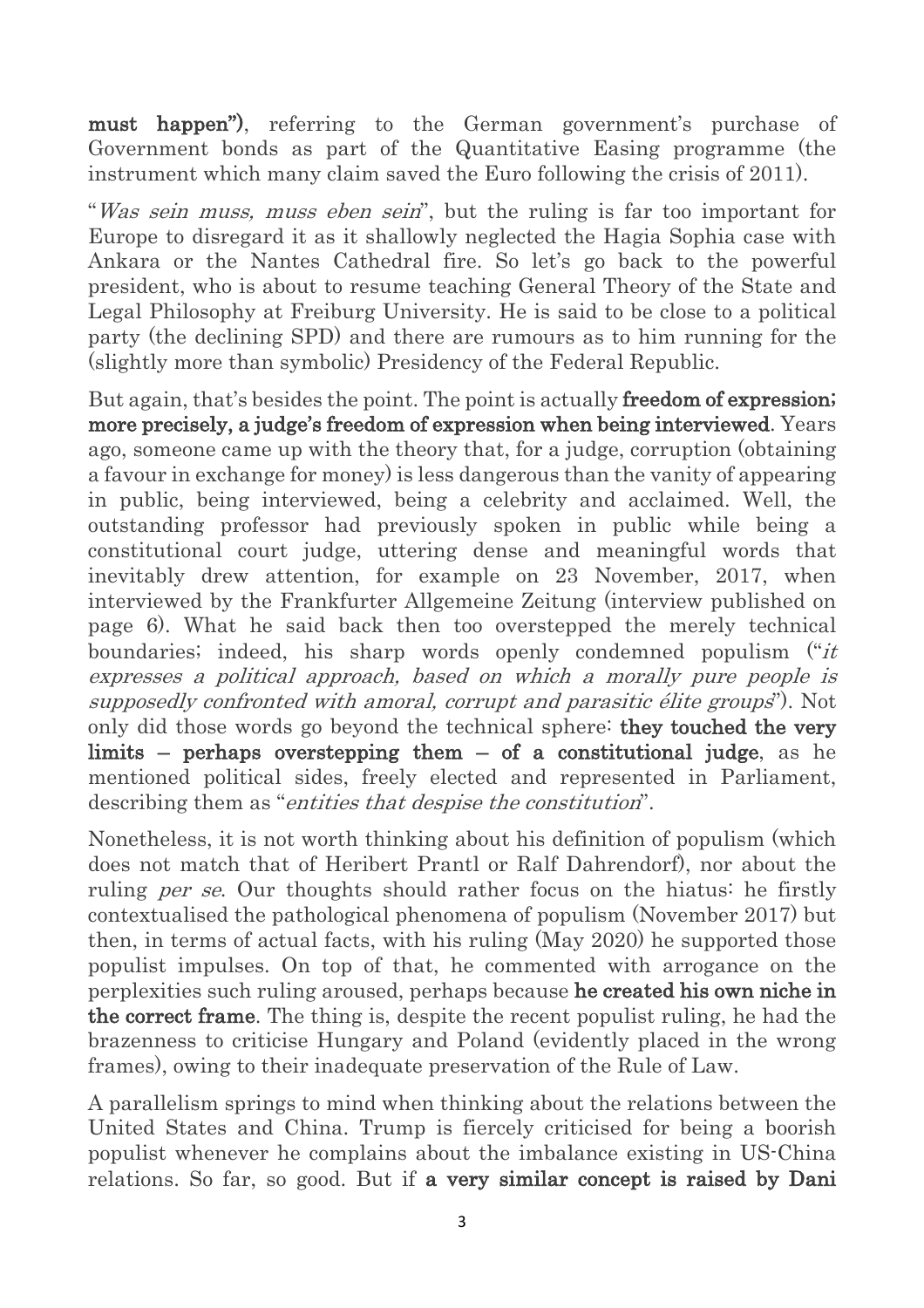**must happen")**, referring to the German government's purchase of Government bonds as part of the Quantitative Easing programme (the instrument which many claim saved the Euro following the crisis of 2011).

"*Was sein muss, muss eben sein*", but the ruling is far too important for Europe to disregard it as it shallowly neglected the Hagia Sophia case with Ankara or the Nantes Cathedral fire. So let's go back to the powerful president, who is about to resume teaching General Theory of the State and Legal Philosophy at Freiburg University. He is said to be close to a political party (the declining SPD) and there are rumours as to him running for the (slightly more than symbolic) Presidency of the Federal Republic.

But again, that's besides the point. The point is actually **freedom of expression; more precisely, a judge's freedom of expression when being interviewed**. Years ago, someone came up with the theory that, for a judge, corruption (obtaining a favour in exchange for money) is less dangerous than the vanity of appearing in public, being interviewed, being a celebrity and acclaimed. Well, the outstanding professor had previously spoken in public while being a constitutional court judge, uttering dense and meaningful words that inevitably drew attention, for example on 23 November, 2017, when interviewed by the Frankfurter Allgemeine Zeitung (interview published on page 6). What he said back then too overstepped the merely technical boundaries; indeed, his sharp words openly condemned populism ("*it expresses a political approach, based on which a morally pure people is supposedly confronted with amoral, corrupt and parasitic élite groups*"). Not only did those words go beyond the technical sphere: **they touched the very limits – perhaps overstepping them – of a constitutional judge**, as he mentioned political sides, freely elected and represented in Parliament, describing them as "*entities that despise the constitution*".

Nonetheless, it is not worth thinking about his definition of populism (which does not match that of Heribert Prantl or Ralf Dahrendorf), nor about the ruling *per se*. Our thoughts should rather focus on the hiatus: he firstly contextualised the pathological phenomena of populism (November 2017) but then, in terms of actual facts, with his ruling (May 2020) he supported those populist impulses. On top of that, he commented with arrogance on the perplexities such ruling aroused, perhaps because **he created his own niche in the correct frame**. The thing is, despite the recent populist ruling, he had the brazenness to criticise Hungary and Poland (evidently placed in the wrong frames), owing to their inadequate preservation of the Rule of Law.

A parallelism springs to mind when thinking about the relations between the United States and China. Trump is fiercely criticised for being a boorish populist whenever he complains about the imbalance existing in US-China relations. So far, so good. But if **a very similar concept is raised by Dani**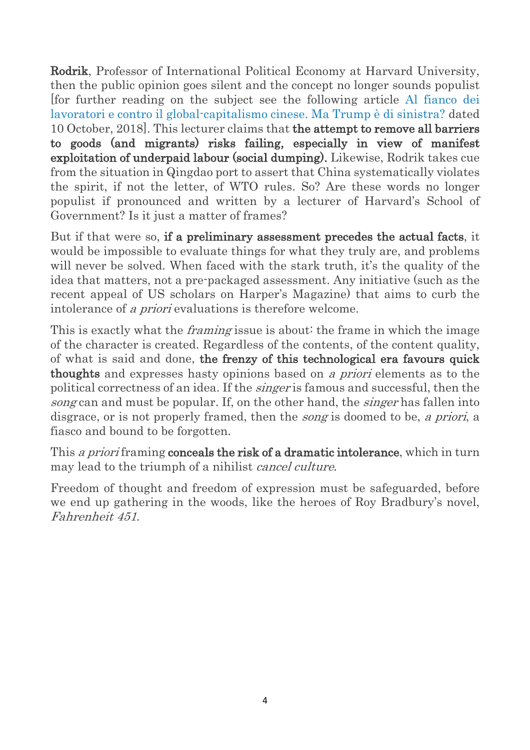**Rodrik**, Professor of International Political Economy at Harvard University, then the public opinion goes silent and the concept no longer sounds populist [for further reading on the subject see the following article Al fianco dei lavoratori e contro il global-capitalismo cinese. Ma Trump è di sinistra? dated 10 October, 2018]. This lecturer claims that **the attempt to remove all barriers to goods (and migrants) risks failing, especially in view of manifest exploitation of underpaid labour (social dumping).** Likewise, Rodrik takes cue from the situation in Qingdao port to assert that China systematically violates the spirit, if not the letter, of WTO rules. So? Are these words no longer populist if pronounced and written by a lecturer of Harvard's School of Government? Is it just a matter of frames?

But if that were so, **if a preliminary assessment precedes the actual facts**, it would be impossible to evaluate things for what they truly are, and problems will never be solved. When faced with the stark truth, it's the quality of the idea that matters, not a pre-packaged assessment. Any initiative (such as the recent appeal of US scholars on Harper's Magazine) that aims to curb the intolerance of *a priori* evaluations is therefore welcome.

This is exactly what the *framing* issue is about: the frame in which the image of the character is created. Regardless of the contents, of the content quality, of what is said and done, **the frenzy of this technological era favours quick thoughts** and expresses hasty opinions based on *a priori* elements as to the political correctness of an idea. If the *singer* is famous and successful, then the *song* can and must be popular. If, on the other hand, the *singer* has fallen into disgrace, or is not properly framed, then the *song* is doomed to be, *a priori*, a fiasco and bound to be forgotten.

This *a priori* framing **conceals the risk of a dramatic intolerance**, which in turn may lead to the triumph of a nihilist *cancel culture*.

Freedom of thought and freedom of expression must be safeguarded, before we end up gathering in the woods, like the heroes of Roy Bradbury's novel, *Fahrenheit 451*.